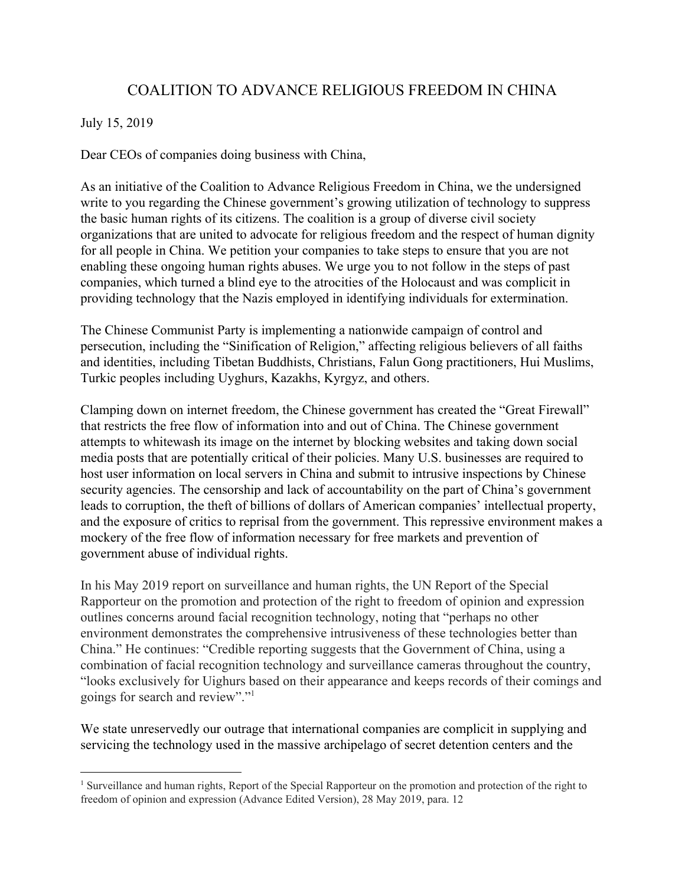# COALITION TO ADVANCE RELIGIOUS FREEDOM IN CHINA

July 15, 2019

Dear CEOs of companies doing business with China,

As an initiative of the Coalition to Advance Religious Freedom in China, we the undersigned write to you regarding the Chinese government's growing utilization of technology to suppress the basic human rights of its citizens. The coalition is a group of diverse civil society organizations that are united to advocate for religious freedom and the respect of human dignity for all people in China. We petition your companies to take steps to ensure that you are not enabling these ongoing human rights abuses. We urge you to not follow in the steps of past companies, which turned a blind eye to the atrocities of the Holocaust and was complicit in providing technology that the Nazis employed in identifying individuals for extermination.

The Chinese Communist Party is implementing a nationwide campaign of control and persecution, including the "Sinification of Religion," affecting religious believers of all faiths and identities, including Tibetan Buddhists, Christians, Falun Gong practitioners, Hui Muslims, Turkic peoples including Uyghurs, Kazakhs, Kyrgyz, and others.

Clamping down on internet freedom, the Chinese government has created the "Great Firewall" that restricts the free flow of information into and out of China. The Chinese government attempts to whitewash its image on the internet by blocking websites and taking down social media posts that are potentially critical of their policies. Many U.S. businesses are required to host user information on local servers in China and submit to intrusive inspections by Chinese security agencies. The censorship and lack of accountability on the part of China's government leads to corruption, the theft of billions of dollars of American companies' intellectual property, and the exposure of critics to reprisal from the government. This repressive environment makes a mockery of the free flow of information necessary for free markets and prevention of government abuse of individual rights.

In his May 2019 report on surveillance and human rights, the UN Report of the Special Rapporteur on the promotion and protection of the right to freedom of opinion and expression outlines concerns around facial recognition technology, noting that "perhaps no other environment demonstrates the comprehensive intrusiveness of these technologies better than China." He continues: "Credible reporting suggests that the Government of China, using a combination of facial recognition technology and surveillance cameras throughout the country, "looks exclusively for Uighurs based on their appearance and keeps records of their comings and goings for search and review"."[1]

We state unreservedly our outrage that international companies are complicit in supplying and servicing the technology used in the massive archipelago of secret detention centers and the

[1] Surveillance and human rights, Report of the Special Rapporteur on the promotion and protection of the right to freedom of opinion and expression (Advance Edited Version), 28 May 2019, para. 12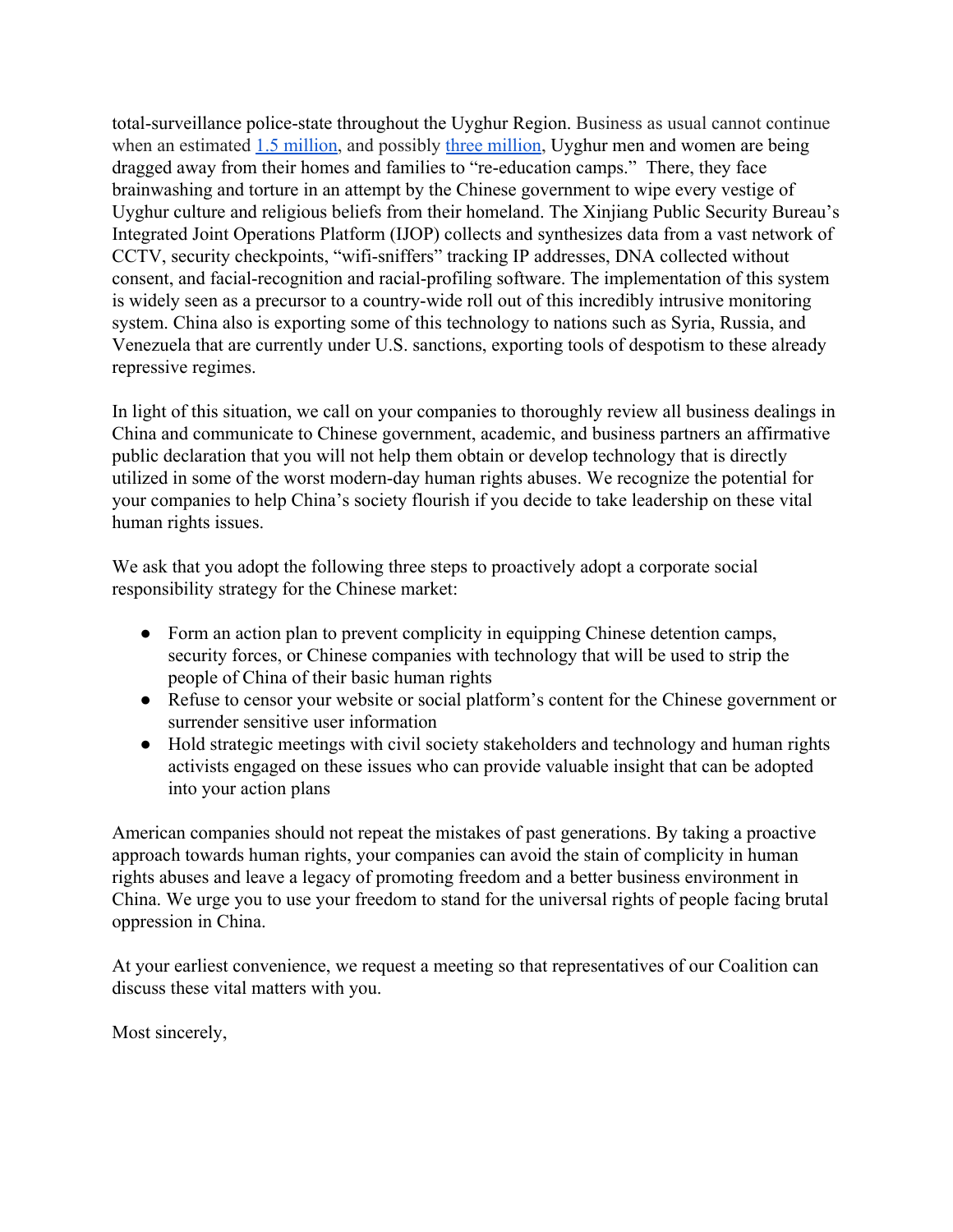total-surveillance police-state throughout the Uyghur Region. Business as usual cannot continue when an estimated [1.5 million](), and possibly [three million](), Uyghur men and women are being dragged away from their homes and families to "re-education camps." There, they face brainwashing and torture in an attempt by the Chinese government to wipe every vestige of Uyghur culture and religious beliefs from their homeland. The Xinjiang Public Security Bureau's Integrated Joint Operations Platform (IJOP) collects and synthesizes data from a vast network of CCTV, security checkpoints, "wifi-sniffers" tracking IP addresses, DNA collected without consent, and facial-recognition and racial-profiling software. The implementation of this system is widely seen as a precursor to a country-wide roll out of this incredibly intrusive monitoring system. China also is exporting some of this technology to nations such as Syria, Russia, and Venezuela that are currently under U.S. sanctions, exporting tools of despotism to these already repressive regimes.

In light of this situation, we call on your companies to thoroughly review all business dealings in China and communicate to Chinese government, academic, and business partners an affirmative public declaration that you will not help them obtain or develop technology that is directly utilized in some of the worst modern-day human rights abuses. We recognize the potential for your companies to help China's society flourish if you decide to take leadership on these vital human rights issues.

We ask that you adopt the following three steps to proactively adopt a corporate social responsibility strategy for the Chinese market:

- Form an action plan to prevent complicity in equipping Chinese detention camps, security forces, or Chinese companies with technology that will be used to strip the people of China of their basic human rights
- Refuse to censor your website or social platform's content for the Chinese government or surrender sensitive user information
- Hold strategic meetings with civil society stakeholders and technology and human rights activists engaged on these issues who can provide valuable insight that can be adopted into your action plans

American companies should not repeat the mistakes of past generations. By taking a proactive approach towards human rights, your companies can avoid the stain of complicity in human rights abuses and leave a legacy of promoting freedom and a better business environment in China. We urge you to use your freedom to stand for the universal rights of people facing brutal oppression in China.

At your earliest convenience, we request a meeting so that representatives of our Coalition can discuss these vital matters with you.

Most sincerely,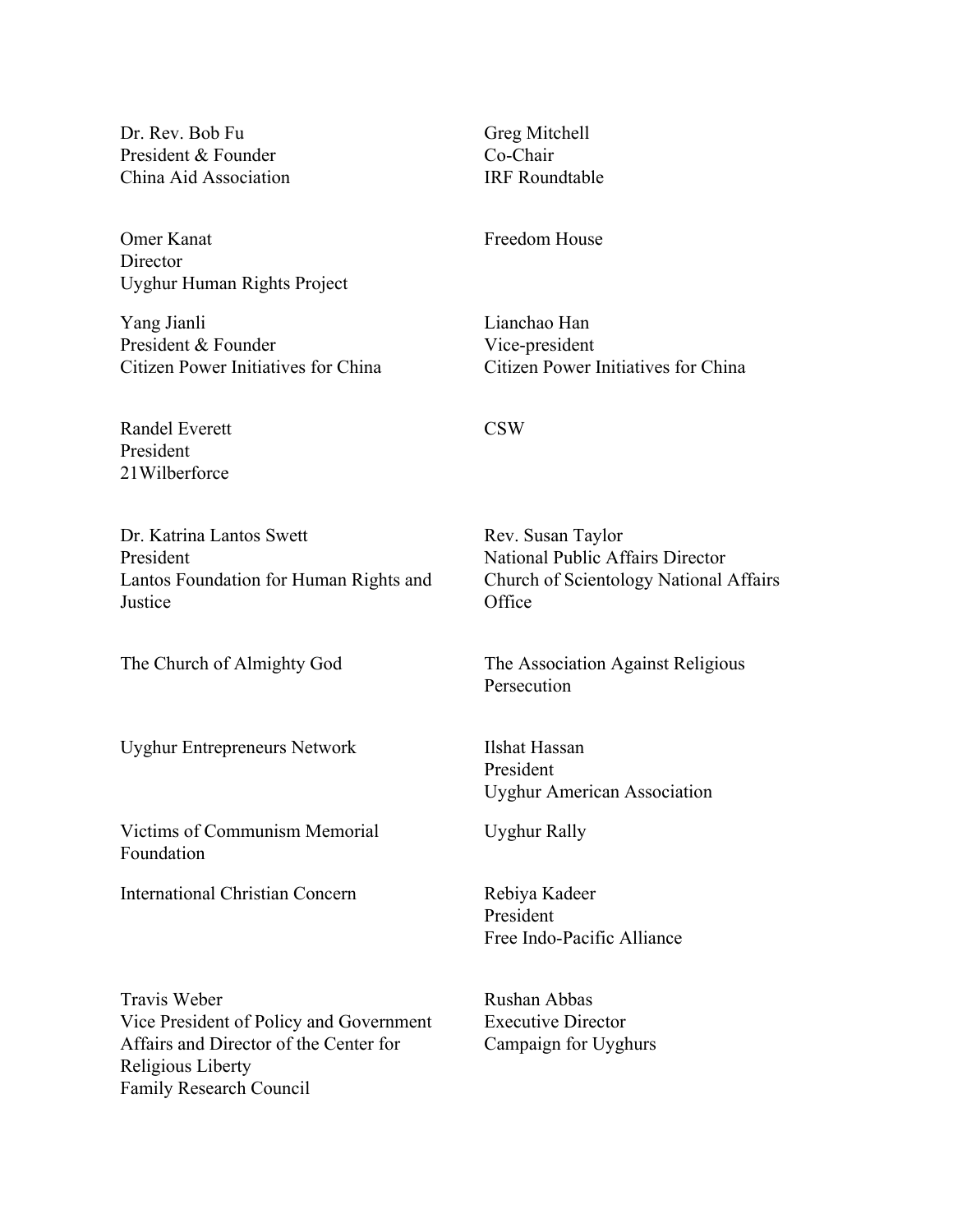Dr. Rev. Bob Fu
President & Founder
China Aid Association

Greg Mitchell
Co-Chair
IRF Roundtable

Omer Kanat
Director
Uyghur Human Rights Project

Freedom House

Yang Jianli
President & Founder
Citizen Power Initiatives for China

Lianchao Han
Vice-president
Citizen Power Initiatives for China

Randel Everett
President
21Wilberforce

CSW

Dr. Katrina Lantos Swett
President
Lantos Foundation for Human Rights and Justice

Rev. Susan Taylor
National Public Affairs Director
Church of Scientology National Affairs Office

The Church of Almighty God

The Association Against Religious Persecution

Uyghur Entrepreneurs Network

Ilshat Hassan
President
Uyghur American Association

Victims of Communism Memorial Foundation

Uyghur Rally

International Christian Concern

Rebiya Kadeer
President
Free Indo-Pacific Alliance

Travis Weber
Vice President of Policy and Government Affairs and Director of the Center for Religious Liberty
Family Research Council

Rushan Abbas
Executive Director
Campaign for Uyghurs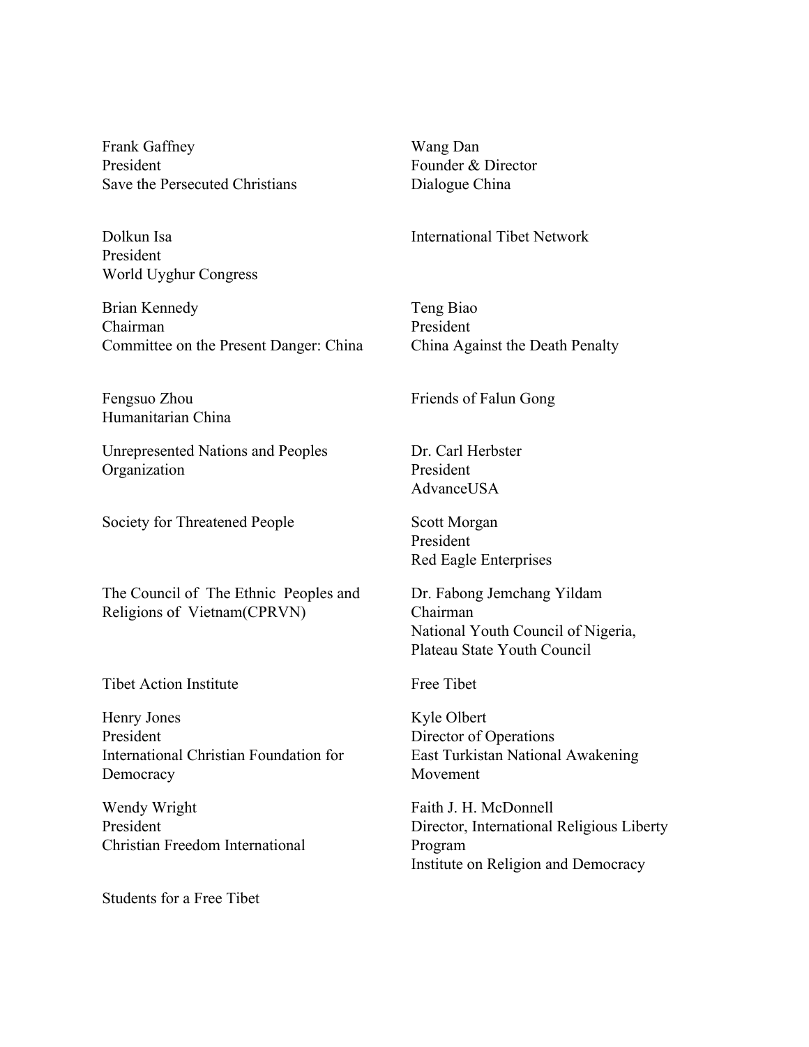Frank Gaffney
President
Save the Persecuted Christians

Wang Dan
Founder & Director
Dialogue China

Dolkun Isa
President
World Uyghur Congress

International Tibet Network

Brian Kennedy
Chairman
Committee on the Present Danger: China

Teng Biao
President
China Against the Death Penalty

Fengsuo Zhou
Humanitarian China

Friends of Falun Gong

Unrepresented Nations and Peoples Organization

Dr. Carl Herbster
President
AdvanceUSA

Society for Threatened People

Scott Morgan
President
Red Eagle Enterprises

The Council of The Ethnic Peoples and Religions of Vietnam(CPRVN)

Dr. Fabong Jemchang Yildam
Chairman
National Youth Council of Nigeria, Plateau State Youth Council

Tibet Action Institute

Free Tibet

Henry Jones
President
International Christian Foundation for Democracy

Kyle Olbert
Director of Operations
East Turkistan National Awakening Movement

Wendy Wright
President
Christian Freedom International

Faith J. H. McDonnell
Director, International Religious Liberty Program
Institute on Religion and Democracy

Students for a Free Tibet